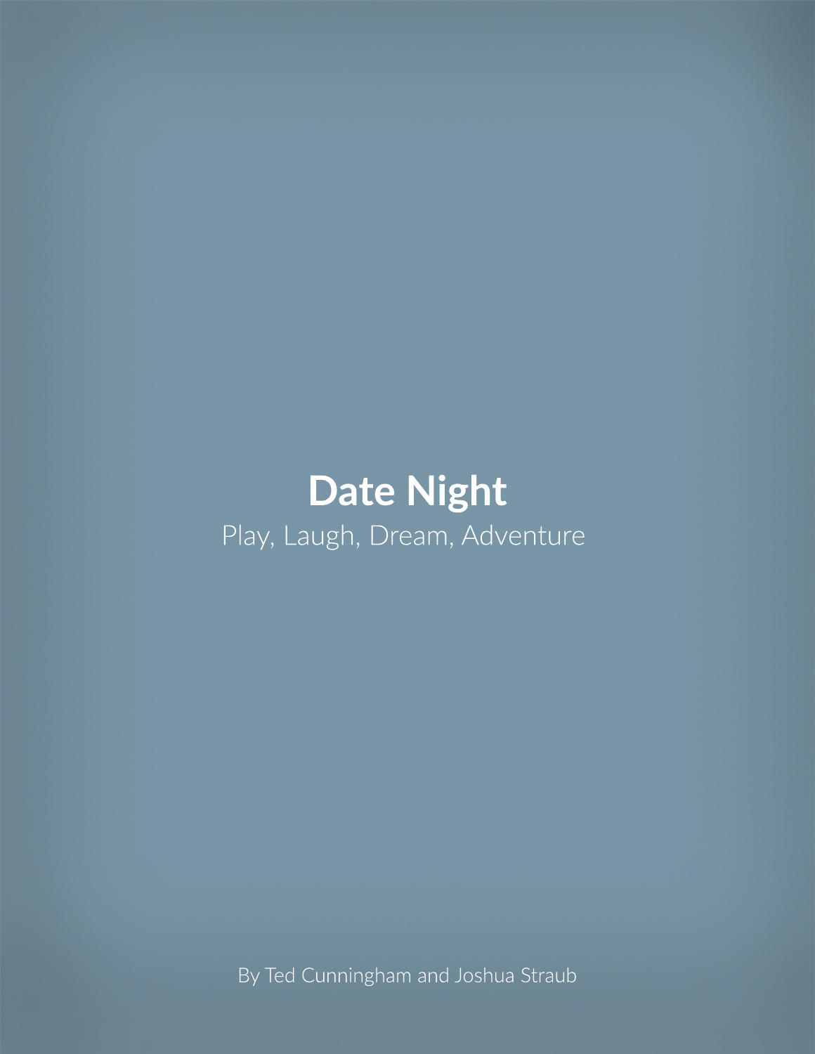# Date Night

Play, Laugh, Dream, Adventure

By Ted Cunningham and Joshua Straub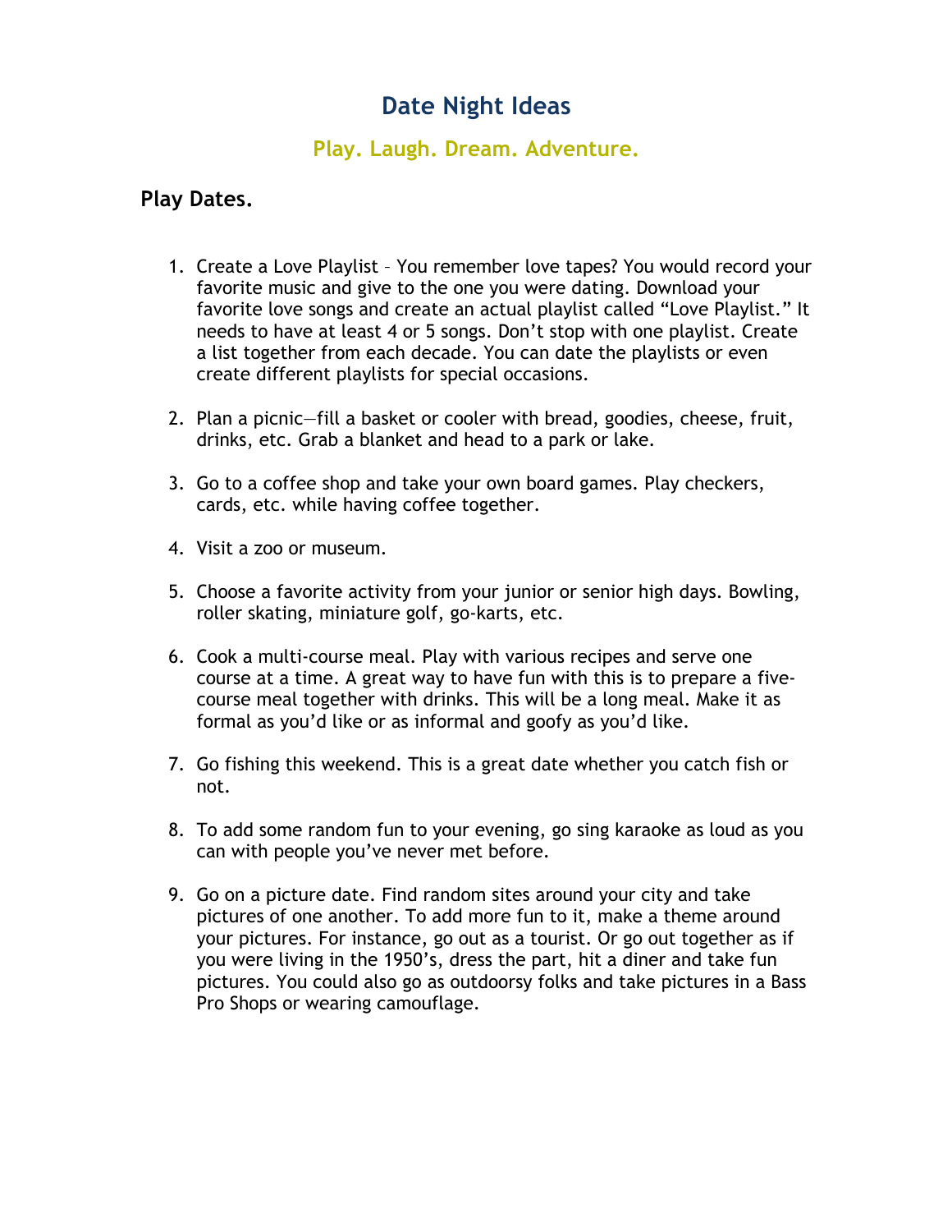# Date Night Ideas

### Play. Laugh. Dream. Adventure.

## Play Dates.

1. Create a Love Playlist – You remember love tapes? You would record your favorite music and give to the one you were dating. Download your favorite love songs and create an actual playlist called "Love Playlist." It needs to have at least 4 or 5 songs. Don't stop with one playlist. Create a list together from each decade. You can date the playlists or even create different playlists for special occasions.

2. Plan a picnic—fill a basket or cooler with bread, goodies, cheese, fruit, drinks, etc. Grab a blanket and head to a park or lake.

3. Go to a coffee shop and take your own board games. Play checkers, cards, etc. while having coffee together.

4. Visit a zoo or museum.

5. Choose a favorite activity from your junior or senior high days. Bowling, roller skating, miniature golf, go-karts, etc.

6. Cook a multi-course meal. Play with various recipes and serve one course at a time. A great way to have fun with this is to prepare a five-course meal together with drinks. This will be a long meal. Make it as formal as you'd like or as informal and goofy as you'd like.

7. Go fishing this weekend. This is a great date whether you catch fish or not.

8. To add some random fun to your evening, go sing karaoke as loud as you can with people you've never met before.

9. Go on a picture date. Find random sites around your city and take pictures of one another. To add more fun to it, make a theme around your pictures. For instance, go out as a tourist. Or go out together as if you were living in the 1950's, dress the part, hit a diner and take fun pictures. You could also go as outdoorsy folks and take pictures in a Bass Pro Shops or wearing camouflage.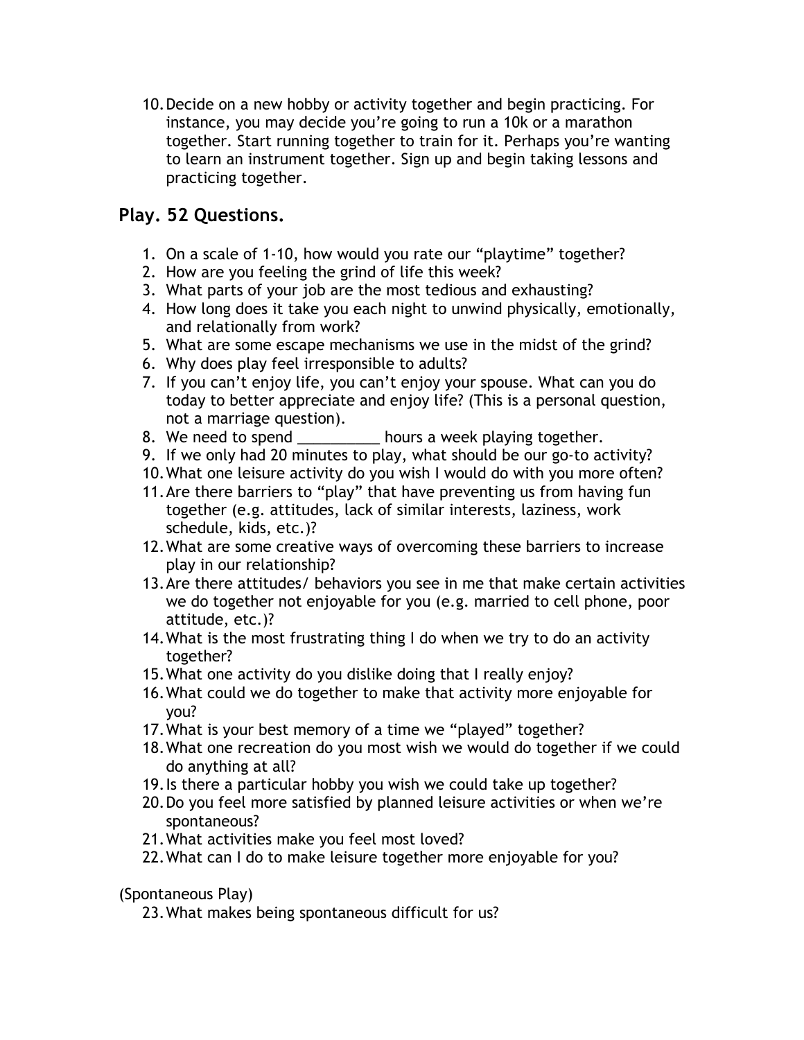10. Decide on a new hobby or activity together and begin practicing. For instance, you may decide you're going to run a 10k or a marathon together. Start running together to train for it. Perhaps you're wanting to learn an instrument together. Sign up and begin taking lessons and practicing together.

## Play. 52 Questions.

1. On a scale of 1-10, how would you rate our "playtime" together?
2. How are you feeling the grind of life this week?
3. What parts of your job are the most tedious and exhausting?
4. How long does it take you each night to unwind physically, emotionally, and relationally from work?
5. What are some escape mechanisms we use in the midst of the grind?
6. Why does play feel irresponsible to adults?
7. If you can't enjoy life, you can't enjoy your spouse. What can you do today to better appreciate and enjoy life? (This is a personal question, not a marriage question).
8. We need to spend __________ hours a week playing together.
9. If we only had 20 minutes to play, what should be our go-to activity?
10. What one leisure activity do you wish I would do with you more often?
11. Are there barriers to "play" that have preventing us from having fun together (e.g. attitudes, lack of similar interests, laziness, work schedule, kids, etc.)?
12. What are some creative ways of overcoming these barriers to increase play in our relationship?
13. Are there attitudes/ behaviors you see in me that make certain activities we do together not enjoyable for you (e.g. married to cell phone, poor attitude, etc.)?
14. What is the most frustrating thing I do when we try to do an activity together?
15. What one activity do you dislike doing that I really enjoy?
16. What could we do together to make that activity more enjoyable for you?
17. What is your best memory of a time we "played" together?
18. What one recreation do you most wish we would do together if we could do anything at all?
19. Is there a particular hobby you wish we could take up together?
20. Do you feel more satisfied by planned leisure activities or when we're spontaneous?
21. What activities make you feel most loved?
22. What can I do to make leisure together more enjoyable for you?

(Spontaneous Play)

23. What makes being spontaneous difficult for us?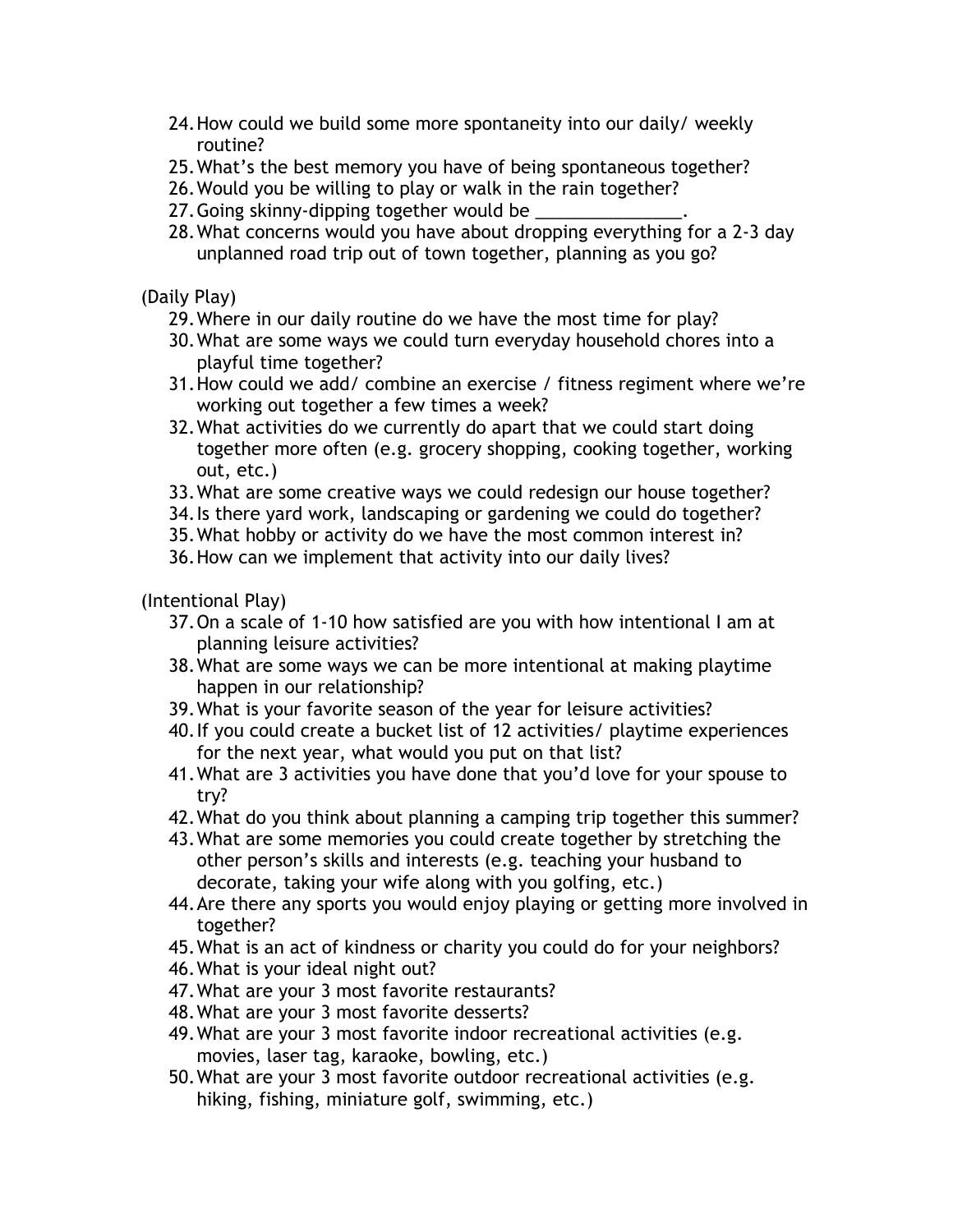24. How could we build some more spontaneity into our daily/ weekly routine?
25. What's the best memory you have of being spontaneous together?
26. Would you be willing to play or walk in the rain together?
27. Going skinny-dipping together would be _______________.
28. What concerns would you have about dropping everything for a 2-3 day unplanned road trip out of town together, planning as you go?

(Daily Play)

29. Where in our daily routine do we have the most time for play?
30. What are some ways we could turn everyday household chores into a playful time together?
31. How could we add/ combine an exercise / fitness regiment where we're working out together a few times a week?
32. What activities do we currently do apart that we could start doing together more often (e.g. grocery shopping, cooking together, working out, etc.)
33. What are some creative ways we could redesign our house together?
34. Is there yard work, landscaping or gardening we could do together?
35. What hobby or activity do we have the most common interest in?
36. How can we implement that activity into our daily lives?

(Intentional Play)

37. On a scale of 1-10 how satisfied are you with how intentional I am at planning leisure activities?
38. What are some ways we can be more intentional at making playtime happen in our relationship?
39. What is your favorite season of the year for leisure activities?
40. If you could create a bucket list of 12 activities/ playtime experiences for the next year, what would you put on that list?
41. What are 3 activities you have done that you'd love for your spouse to try?
42. What do you think about planning a camping trip together this summer?
43. What are some memories you could create together by stretching the other person's skills and interests (e.g. teaching your husband to decorate, taking your wife along with you golfing, etc.)
44. Are there any sports you would enjoy playing or getting more involved in together?
45. What is an act of kindness or charity you could do for your neighbors?
46. What is your ideal night out?
47. What are your 3 most favorite restaurants?
48. What are your 3 most favorite desserts?
49. What are your 3 most favorite indoor recreational activities (e.g. movies, laser tag, karaoke, bowling, etc.)
50. What are your 3 most favorite outdoor recreational activities (e.g. hiking, fishing, miniature golf, swimming, etc.)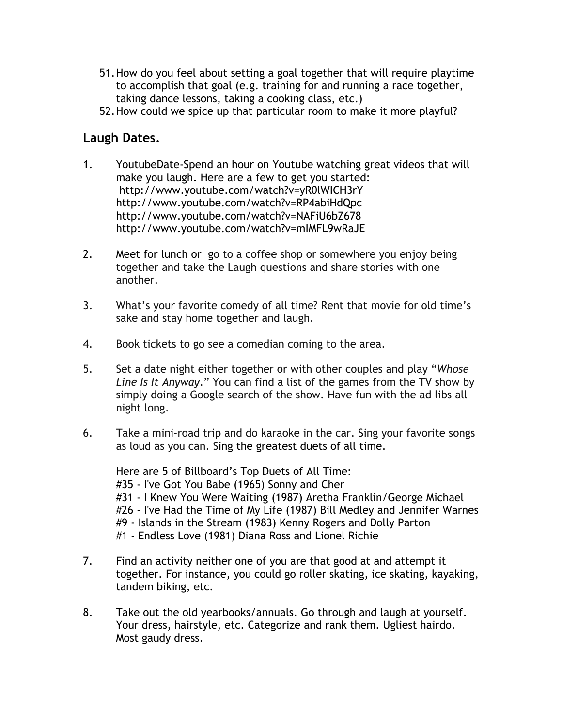51. How do you feel about setting a goal together that will require playtime to accomplish that goal (e.g. training for and running a race together, taking dance lessons, taking a cooking class, etc.)
52. How could we spice up that particular room to make it more playful?

## Laugh Dates.

1. YoutubeDate-Spend an hour on Youtube watching great videos that will make you laugh. Here are a few to get you started:
   http://www.youtube.com/watch?v=yR0lWICH3rY
   http://www.youtube.com/watch?v=RP4abiHdQpc
   http://www.youtube.com/watch?v=NAFiU6bZ678
   http://www.youtube.com/watch?v=mIMFL9wRaJE

2. Meet for lunch or go to a coffee shop or somewhere you enjoy being together and take the Laugh questions and share stories with one another.

3. What's your favorite comedy of all time? Rent that movie for old time's sake and stay home together and laugh.

4. Book tickets to go see a comedian coming to the area.

5. Set a date night either together or with other couples and play "*Whose Line Is It Anyway*." You can find a list of the games from the TV show by simply doing a Google search of the show. Have fun with the ad libs all night long.

6. Take a mini-road trip and do karaoke in the car. Sing your favorite songs as loud as you can. Sing the greatest duets of all time.

   Here are 5 of Billboard's Top Duets of All Time:
   #35 - I've Got You Babe (1965) Sonny and Cher
   #31 - I Knew You Were Waiting (1987) Aretha Franklin/George Michael
   #26 - I've Had the Time of My Life (1987) Bill Medley and Jennifer Warnes
   #9 - Islands in the Stream (1983) Kenny Rogers and Dolly Parton
   #1 - Endless Love (1981) Diana Ross and Lionel Richie

7. Find an activity neither one of you are that good at and attempt it together. For instance, you could go roller skating, ice skating, kayaking, tandem biking, etc.

8. Take out the old yearbooks/annuals. Go through and laugh at yourself. Your dress, hairstyle, etc. Categorize and rank them. Ugliest hairdo. Most gaudy dress.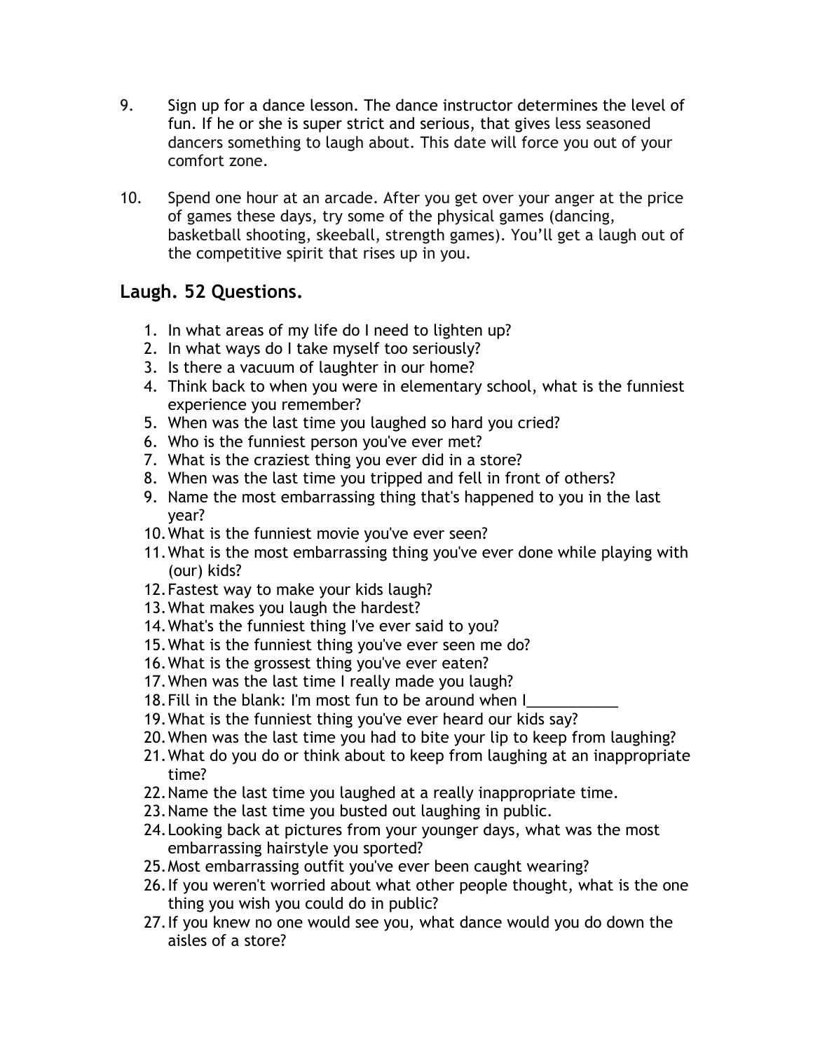9. Sign up for a dance lesson. The dance instructor determines the level of fun. If he or she is super strict and serious, that gives less seasoned dancers something to laugh about. This date will force you out of your comfort zone.

10. Spend one hour at an arcade. After you get over your anger at the price of games these days, try some of the physical games (dancing, basketball shooting, skeeball, strength games). You'll get a laugh out of the competitive spirit that rises up in you.

## Laugh. 52 Questions.

1. In what areas of my life do I need to lighten up?
2. In what ways do I take myself too seriously?
3. Is there a vacuum of laughter in our home?
4. Think back to when you were in elementary school, what is the funniest experience you remember?
5. When was the last time you laughed so hard you cried?
6. Who is the funniest person you've ever met?
7. What is the craziest thing you ever did in a store?
8. When was the last time you tripped and fell in front of others?
9. Name the most embarrassing thing that's happened to you in the last year?
10. What is the funniest movie you've ever seen?
11. What is the most embarrassing thing you've ever done while playing with (our) kids?
12. Fastest way to make your kids laugh?
13. What makes you laugh the hardest?
14. What's the funniest thing I've ever said to you?
15. What is the funniest thing you've ever seen me do?
16. What is the grossest thing you've ever eaten?
17. When was the last time I really made you laugh?
18. Fill in the blank: I'm most fun to be around when I___________
19. What is the funniest thing you've ever heard our kids say?
20. When was the last time you had to bite your lip to keep from laughing?
21. What do you do or think about to keep from laughing at an inappropriate time?
22. Name the last time you laughed at a really inappropriate time.
23. Name the last time you busted out laughing in public.
24. Looking back at pictures from your younger days, what was the most embarrassing hairstyle you sported?
25. Most embarrassing outfit you've ever been caught wearing?
26. If you weren't worried about what other people thought, what is the one thing you wish you could do in public?
27. If you knew no one would see you, what dance would you do down the aisles of a store?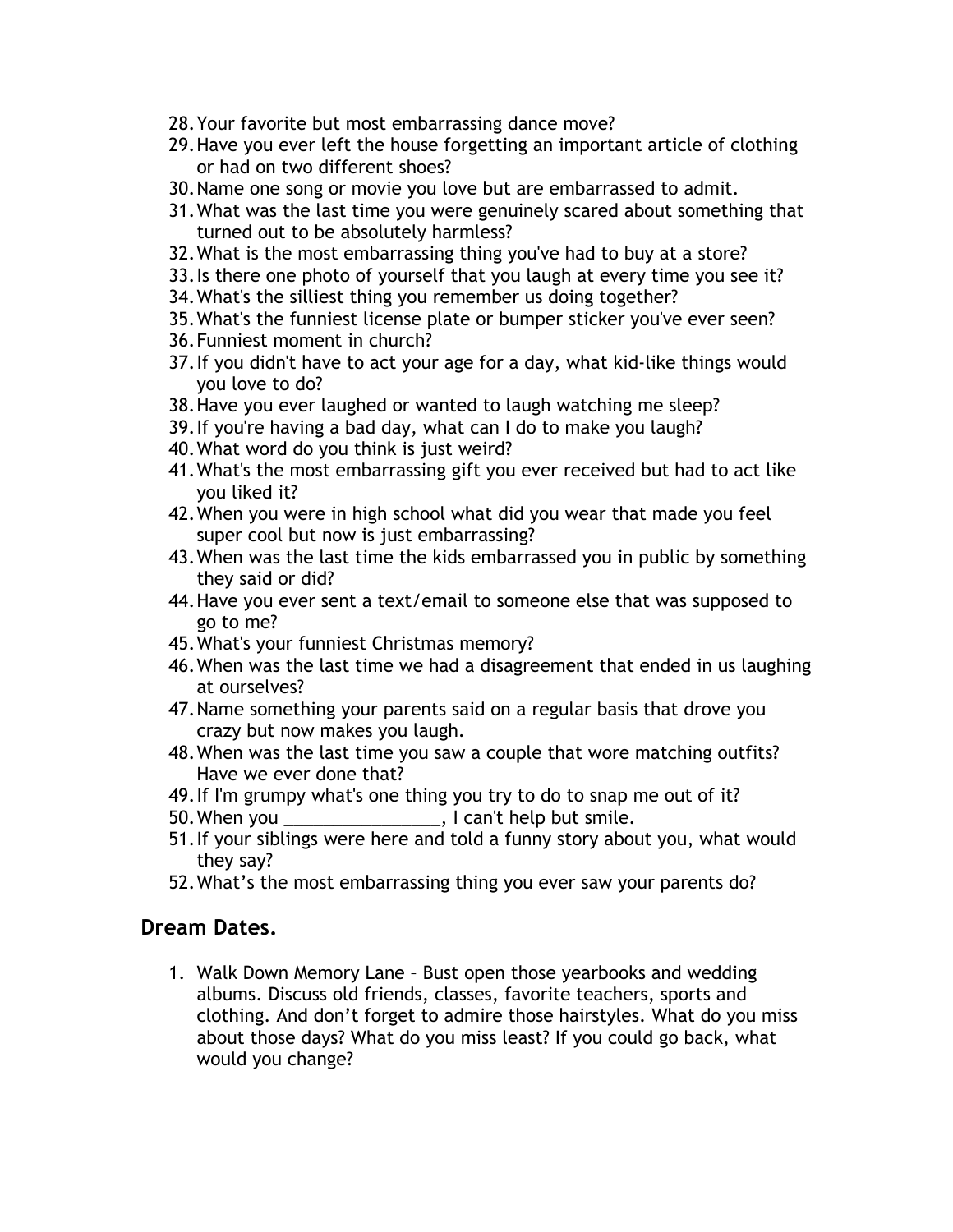28. Your favorite but most embarrassing dance move?
29. Have you ever left the house forgetting an important article of clothing or had on two different shoes?
30. Name one song or movie you love but are embarrassed to admit.
31. What was the last time you were genuinely scared about something that turned out to be absolutely harmless?
32. What is the most embarrassing thing you've had to buy at a store?
33. Is there one photo of yourself that you laugh at every time you see it?
34. What's the silliest thing you remember us doing together?
35. What's the funniest license plate or bumper sticker you've ever seen?
36. Funniest moment in church?
37. If you didn't have to act your age for a day, what kid-like things would you love to do?
38. Have you ever laughed or wanted to laugh watching me sleep?
39. If you're having a bad day, what can I do to make you laugh?
40. What word do you think is just weird?
41. What's the most embarrassing gift you ever received but had to act like you liked it?
42. When you were in high school what did you wear that made you feel super cool but now is just embarrassing?
43. When was the last time the kids embarrassed you in public by something they said or did?
44. Have you ever sent a text/email to someone else that was supposed to go to me?
45. What's your funniest Christmas memory?
46. When was the last time we had a disagreement that ended in us laughing at ourselves?
47. Name something your parents said on a regular basis that drove you crazy but now makes you laugh.
48. When was the last time you saw a couple that wore matching outfits? Have we ever done that?
49. If I'm grumpy what's one thing you try to do to snap me out of it?
50. When you ________________, I can't help but smile.
51. If your siblings were here and told a funny story about you, what would they say?
52. What's the most embarrassing thing you ever saw your parents do?

## Dream Dates.

1. Walk Down Memory Lane – Bust open those yearbooks and wedding albums. Discuss old friends, classes, favorite teachers, sports and clothing. And don't forget to admire those hairstyles. What do you miss about those days? What do you miss least? If you could go back, what would you change?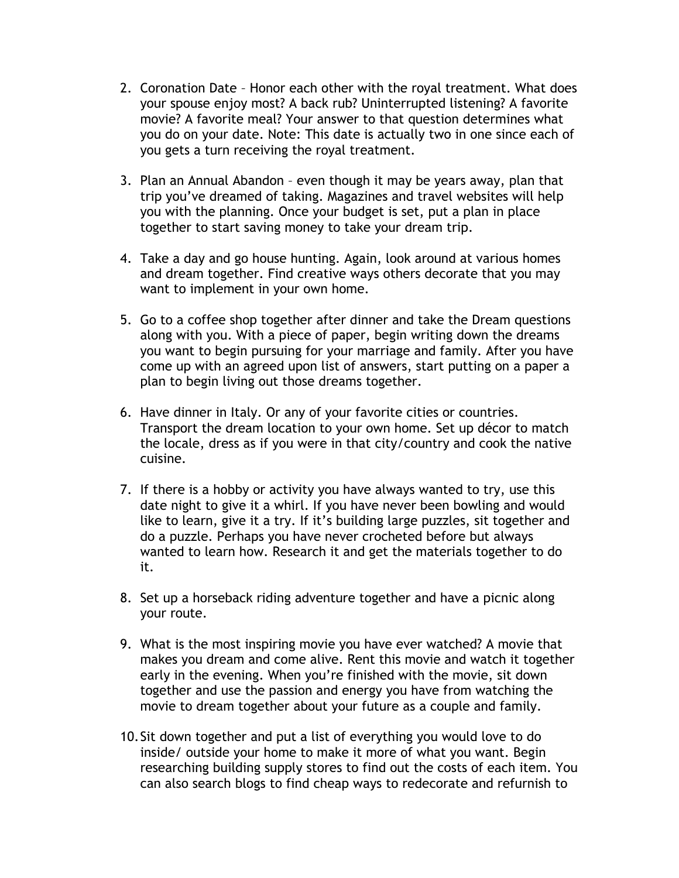2. Coronation Date – Honor each other with the royal treatment. What does your spouse enjoy most? A back rub? Uninterrupted listening? A favorite movie? A favorite meal? Your answer to that question determines what you do on your date. Note: This date is actually two in one since each of you gets a turn receiving the royal treatment.

3. Plan an Annual Abandon – even though it may be years away, plan that trip you've dreamed of taking. Magazines and travel websites will help you with the planning. Once your budget is set, put a plan in place together to start saving money to take your dream trip.

4. Take a day and go house hunting. Again, look around at various homes and dream together. Find creative ways others decorate that you may want to implement in your own home.

5. Go to a coffee shop together after dinner and take the Dream questions along with you. With a piece of paper, begin writing down the dreams you want to begin pursuing for your marriage and family. After you have come up with an agreed upon list of answers, start putting on a paper a plan to begin living out those dreams together.

6. Have dinner in Italy. Or any of your favorite cities or countries. Transport the dream location to your own home. Set up décor to match the locale, dress as if you were in that city/country and cook the native cuisine.

7. If there is a hobby or activity you have always wanted to try, use this date night to give it a whirl. If you have never been bowling and would like to learn, give it a try. If it's building large puzzles, sit together and do a puzzle. Perhaps you have never crocheted before but always wanted to learn how. Research it and get the materials together to do it.

8. Set up a horseback riding adventure together and have a picnic along your route.

9. What is the most inspiring movie you have ever watched? A movie that makes you dream and come alive. Rent this movie and watch it together early in the evening. When you're finished with the movie, sit down together and use the passion and energy you have from watching the movie to dream together about your future as a couple and family.

10. Sit down together and put a list of everything you would love to do inside/ outside your home to make it more of what you want. Begin researching building supply stores to find out the costs of each item. You can also search blogs to find cheap ways to redecorate and refurnish to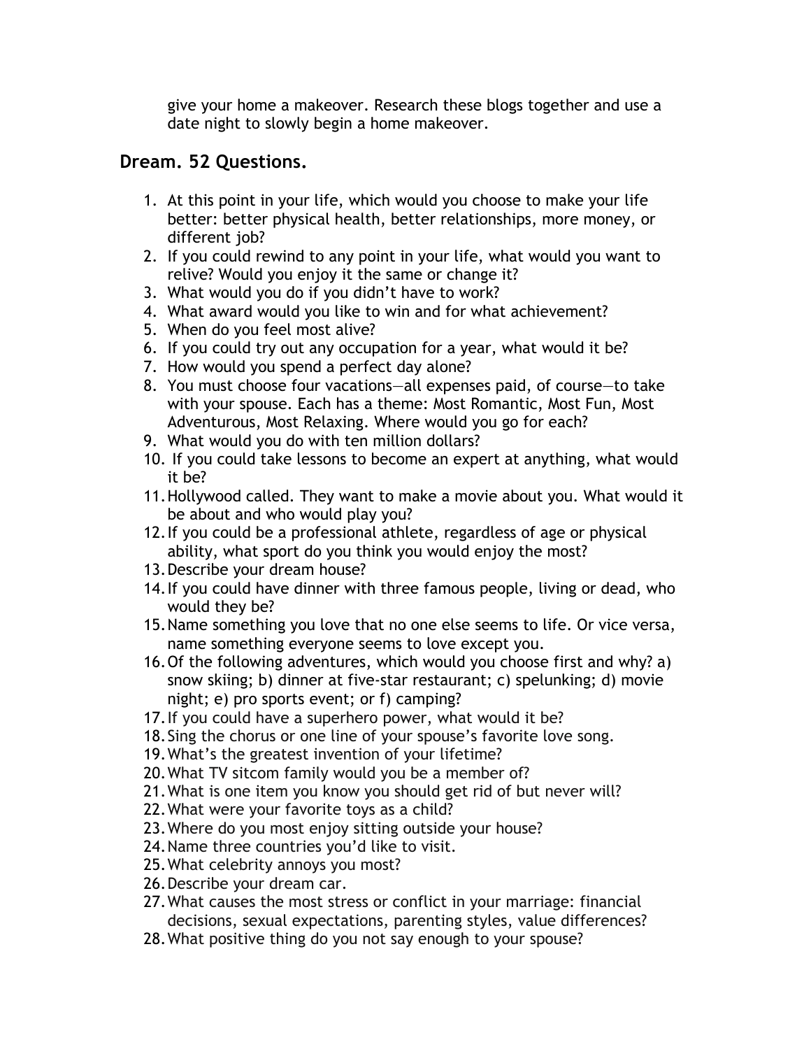give your home a makeover. Research these blogs together and use a date night to slowly begin a home makeover.

## Dream. 52 Questions.

1. At this point in your life, which would you choose to make your life better: better physical health, better relationships, more money, or different job?
2. If you could rewind to any point in your life, what would you want to relive? Would you enjoy it the same or change it?
3. What would you do if you didn't have to work?
4. What award would you like to win and for what achievement?
5. When do you feel most alive?
6. If you could try out any occupation for a year, what would it be?
7. How would you spend a perfect day alone?
8. You must choose four vacations—all expenses paid, of course—to take with your spouse. Each has a theme: Most Romantic, Most Fun, Most Adventurous, Most Relaxing. Where would you go for each?
9. What would you do with ten million dollars?
10. If you could take lessons to become an expert at anything, what would it be?
11. Hollywood called. They want to make a movie about you. What would it be about and who would play you?
12. If you could be a professional athlete, regardless of age or physical ability, what sport do you think you would enjoy the most?
13. Describe your dream house?
14. If you could have dinner with three famous people, living or dead, who would they be?
15. Name something you love that no one else seems to life. Or vice versa, name something everyone seems to love except you.
16. Of the following adventures, which would you choose first and why? a) snow skiing; b) dinner at five-star restaurant; c) spelunking; d) movie night; e) pro sports event; or f) camping?
17. If you could have a superhero power, what would it be?
18. Sing the chorus or one line of your spouse's favorite love song.
19. What's the greatest invention of your lifetime?
20. What TV sitcom family would you be a member of?
21. What is one item you know you should get rid of but never will?
22. What were your favorite toys as a child?
23. Where do you most enjoy sitting outside your house?
24. Name three countries you'd like to visit.
25. What celebrity annoys you most?
26. Describe your dream car.
27. What causes the most stress or conflict in your marriage: financial decisions, sexual expectations, parenting styles, value differences?
28. What positive thing do you not say enough to your spouse?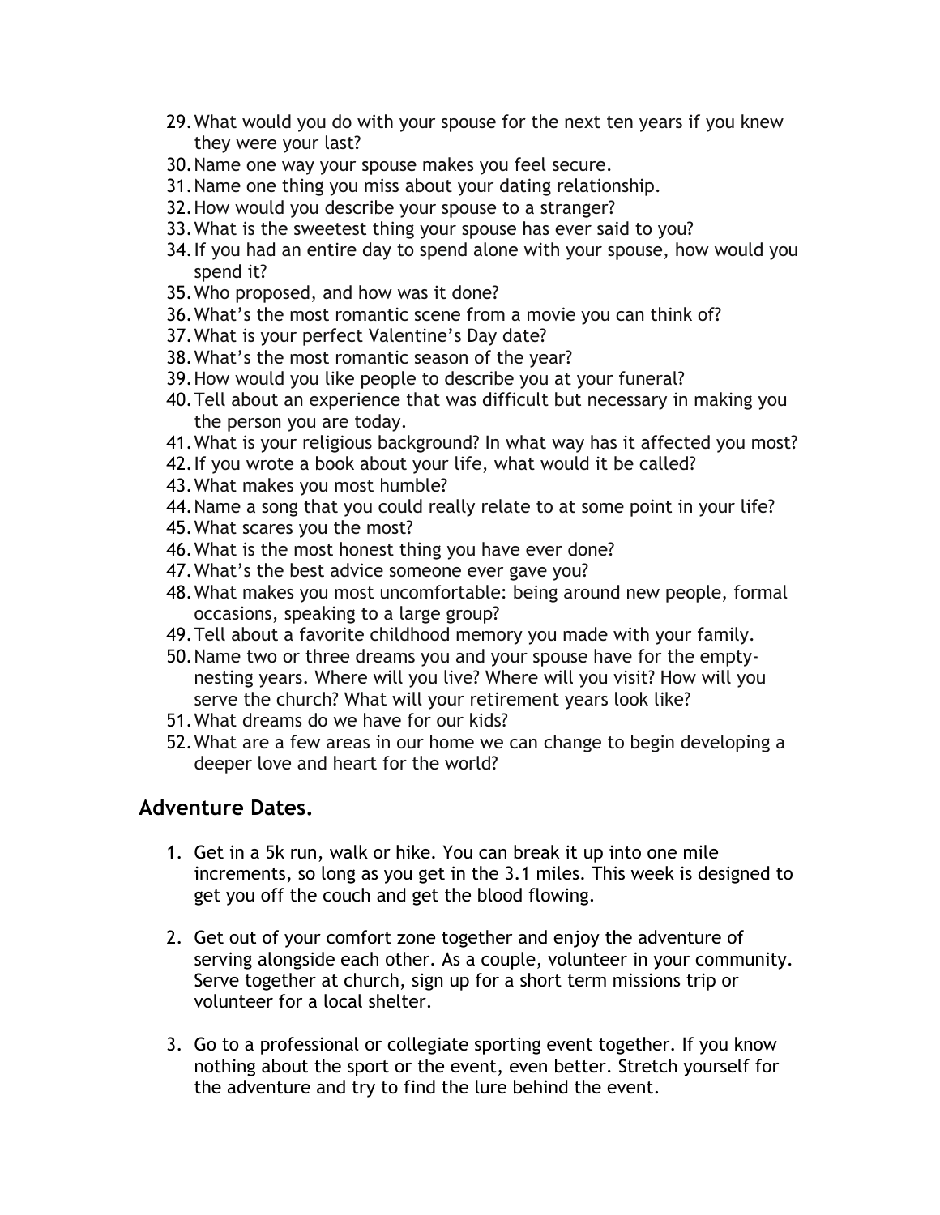29. What would you do with your spouse for the next ten years if you knew they were your last?
30. Name one way your spouse makes you feel secure.
31. Name one thing you miss about your dating relationship.
32. How would you describe your spouse to a stranger?
33. What is the sweetest thing your spouse has ever said to you?
34. If you had an entire day to spend alone with your spouse, how would you spend it?
35. Who proposed, and how was it done?
36. What's the most romantic scene from a movie you can think of?
37. What is your perfect Valentine's Day date?
38. What's the most romantic season of the year?
39. How would you like people to describe you at your funeral?
40. Tell about an experience that was difficult but necessary in making you the person you are today.
41. What is your religious background? In what way has it affected you most?
42. If you wrote a book about your life, what would it be called?
43. What makes you most humble?
44. Name a song that you could really relate to at some point in your life?
45. What scares you the most?
46. What is the most honest thing you have ever done?
47. What's the best advice someone ever gave you?
48. What makes you most uncomfortable: being around new people, formal occasions, speaking to a large group?
49. Tell about a favorite childhood memory you made with your family.
50. Name two or three dreams you and your spouse have for the empty-nesting years. Where will you live? Where will you visit? How will you serve the church? What will your retirement years look like?
51. What dreams do we have for our kids?
52. What are a few areas in our home we can change to begin developing a deeper love and heart for the world?

## Adventure Dates.

1. Get in a 5k run, walk or hike. You can break it up into one mile increments, so long as you get in the 3.1 miles. This week is designed to get you off the couch and get the blood flowing.

2. Get out of your comfort zone together and enjoy the adventure of serving alongside each other. As a couple, volunteer in your community. Serve together at church, sign up for a short term missions trip or volunteer for a local shelter.

3. Go to a professional or collegiate sporting event together. If you know nothing about the sport or the event, even better. Stretch yourself for the adventure and try to find the lure behind the event.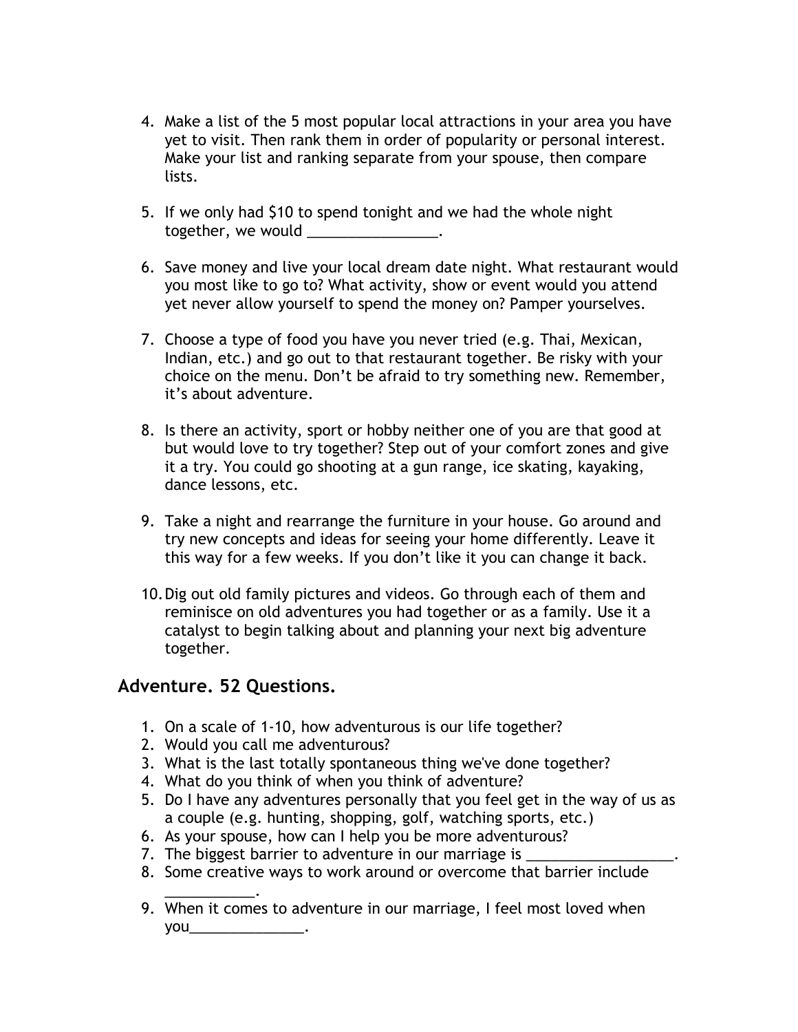4. Make a list of the 5 most popular local attractions in your area you have yet to visit. Then rank them in order of popularity or personal interest. Make your list and ranking separate from your spouse, then compare lists.

5. If we only had $10 to spend tonight and we had the whole night together, we would ________________.

6. Save money and live your local dream date night. What restaurant would you most like to go to? What activity, show or event would you attend yet never allow yourself to spend the money on? Pamper yourselves.

7. Choose a type of food you have you never tried (e.g. Thai, Mexican, Indian, etc.) and go out to that restaurant together. Be risky with your choice on the menu. Don't be afraid to try something new. Remember, it's about adventure.

8. Is there an activity, sport or hobby neither one of you are that good at but would love to try together? Step out of your comfort zones and give it a try. You could go shooting at a gun range, ice skating, kayaking, dance lessons, etc.

9. Take a night and rearrange the furniture in your house. Go around and try new concepts and ideas for seeing your home differently. Leave it this way for a few weeks. If you don't like it you can change it back.

10. Dig out old family pictures and videos. Go through each of them and reminisce on old adventures you had together or as a family. Use it a catalyst to begin talking about and planning your next big adventure together.

## Adventure. 52 Questions.

1. On a scale of 1-10, how adventurous is our life together?
2. Would you call me adventurous?
3. What is the last totally spontaneous thing we've done together?
4. What do you think of when you think of adventure?
5. Do I have any adventures personally that you feel get in the way of us as a couple (e.g. hunting, shopping, golf, watching sports, etc.)
6. As your spouse, how can I help you be more adventurous?
7. The biggest barrier to adventure in our marriage is __________________.
8. Some creative ways to work around or overcome that barrier include ___________.
9. When it comes to adventure in our marriage, I feel most loved when you______________.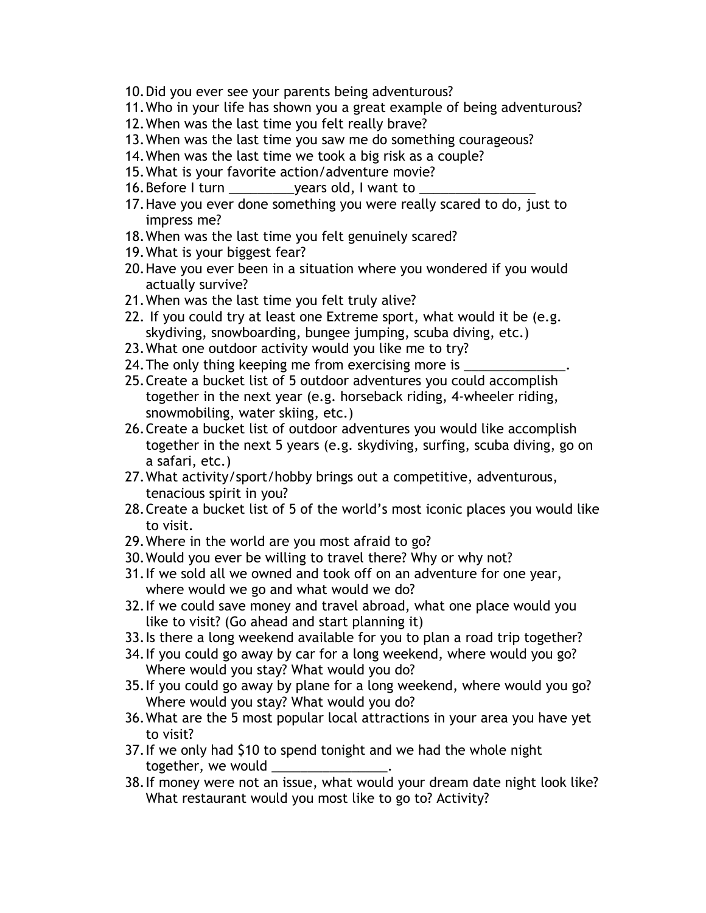10. Did you ever see your parents being adventurous?
11. Who in your life has shown you a great example of being adventurous?
12. When was the last time you felt really brave?
13. When was the last time you saw me do something courageous?
14. When was the last time we took a big risk as a couple?
15. What is your favorite action/adventure movie?
16. Before I turn _________years old, I want to ________________
17. Have you ever done something you were really scared to do, just to impress me?
18. When was the last time you felt genuinely scared?
19. What is your biggest fear?
20. Have you ever been in a situation where you wondered if you would actually survive?
21. When was the last time you felt truly alive?
22. If you could try at least one Extreme sport, what would it be (e.g. skydiving, snowboarding, bungee jumping, scuba diving, etc.)
23. What one outdoor activity would you like me to try?
24. The only thing keeping me from exercising more is ______________.
25. Create a bucket list of 5 outdoor adventures you could accomplish together in the next year (e.g. horseback riding, 4-wheeler riding, snowmobiling, water skiing, etc.)
26. Create a bucket list of outdoor adventures you would like accomplish together in the next 5 years (e.g. skydiving, surfing, scuba diving, go on a safari, etc.)
27. What activity/sport/hobby brings out a competitive, adventurous, tenacious spirit in you?
28. Create a bucket list of 5 of the world's most iconic places you would like to visit.
29. Where in the world are you most afraid to go?
30. Would you ever be willing to travel there? Why or why not?
31. If we sold all we owned and took off on an adventure for one year, where would we go and what would we do?
32. If we could save money and travel abroad, what one place would you like to visit? (Go ahead and start planning it)
33. Is there a long weekend available for you to plan a road trip together?
34. If you could go away by car for a long weekend, where would you go? Where would you stay? What would you do?
35. If you could go away by plane for a long weekend, where would you go? Where would you stay? What would you do?
36. What are the 5 most popular local attractions in your area you have yet to visit?
37. If we only had $10 to spend tonight and we had the whole night together, we would ________________.
38. If money were not an issue, what would your dream date night look like? What restaurant would you most like to go to? Activity?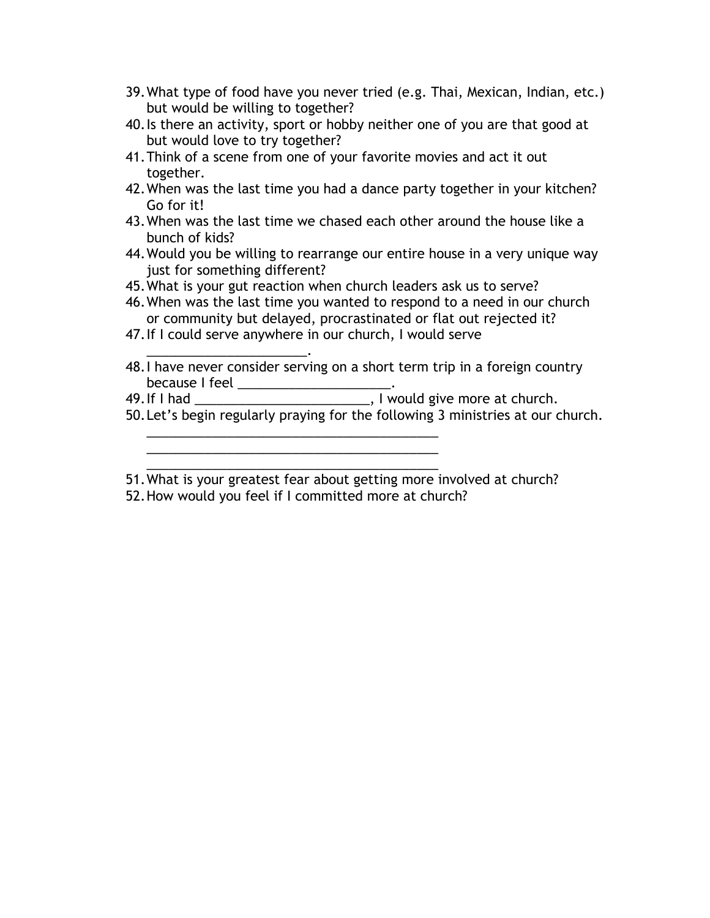39. What type of food have you never tried (e.g. Thai, Mexican, Indian, etc.) but would be willing to together?
40. Is there an activity, sport or hobby neither one of you are that good at but would love to try together?
41. Think of a scene from one of your favorite movies and act it out together.
42. When was the last time you had a dance party together in your kitchen? Go for it!
43. When was the last time we chased each other around the house like a bunch of kids?
44. Would you be willing to rearrange our entire house in a very unique way just for something different?
45. What is your gut reaction when church leaders ask us to serve?
46. When was the last time you wanted to respond to a need in our church or community but delayed, procrastinated or flat out rejected it?
47. If I could serve anywhere in our church, I would serve ______________________.
48. I have never consider serving on a short term trip in a foreign country because I feel _____________________.
49. If I had ________________________, I would give more at church.
50. Let's begin regularly praying for the following 3 ministries at our church.
    _________________________________________
    _________________________________________
    _________________________________________
51. What is your greatest fear about getting more involved at church?
52. How would you feel if I committed more at church?